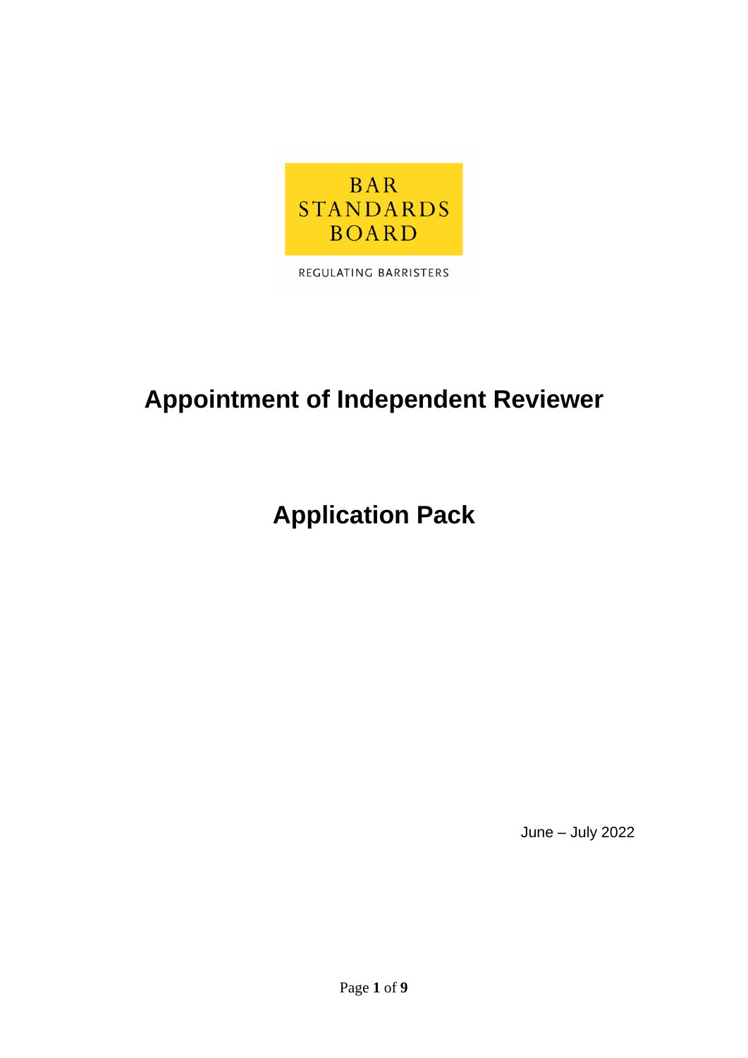BAR STANDARDS BOARD

REGULATING BARRISTERS

# Appointment of Independent Reviewer

# Application Pack

June – July 2022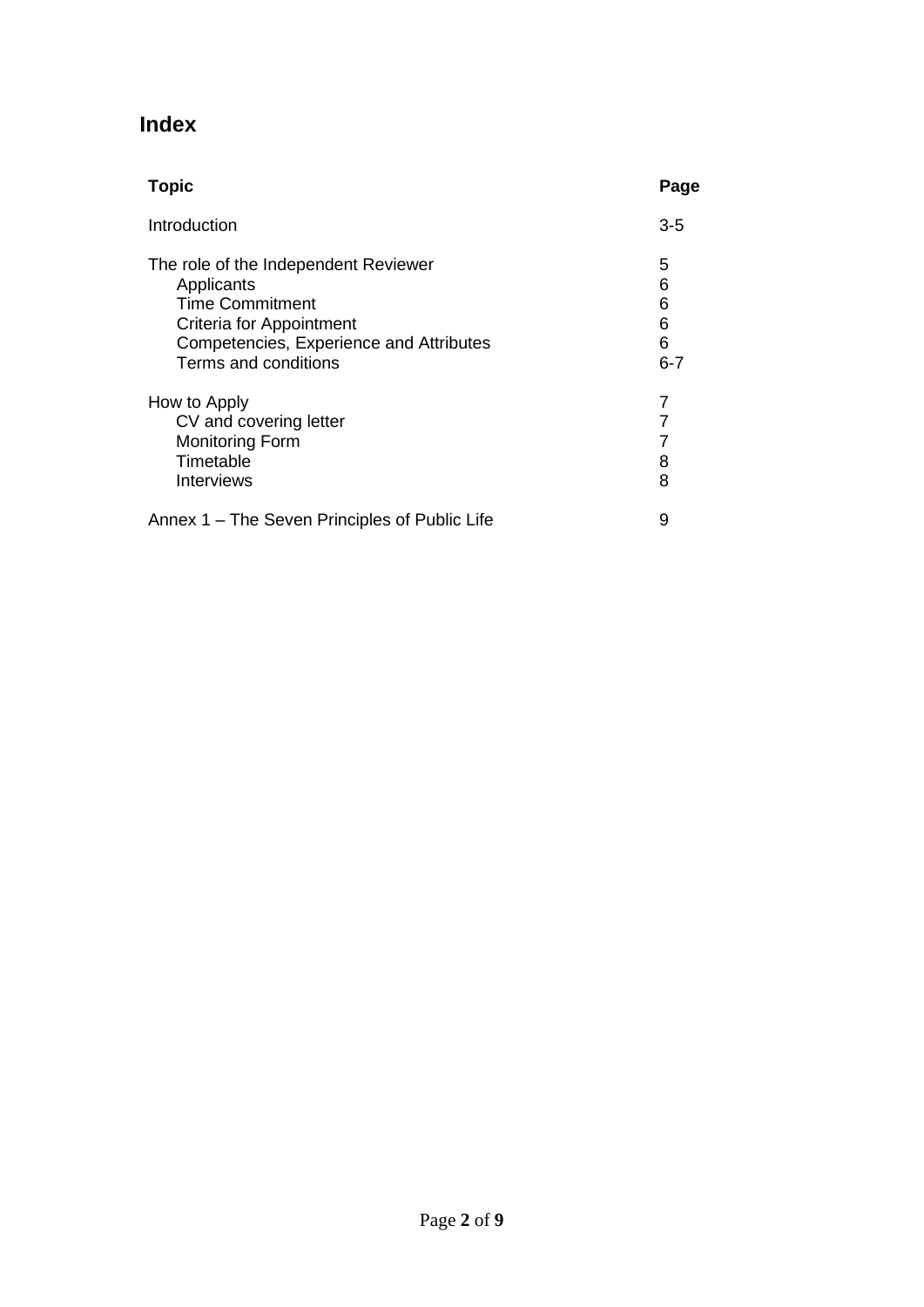# Index

| Topic | Page |
| --- | --- |
| Introduction | 3-5 |
| The role of the Independent Reviewer | 5 |
| Applicants | 6 |
| Time Commitment | 6 |
| Criteria for Appointment | 6 |
| Competencies, Experience and Attributes | 6 |
| Terms and conditions | 6-7 |
| How to Apply | 7 |
| CV and covering letter | 7 |
| Monitoring Form | 7 |
| Timetable | 8 |
| Interviews | 8 |
| Annex 1 – The Seven Principles of Public Life | 9 |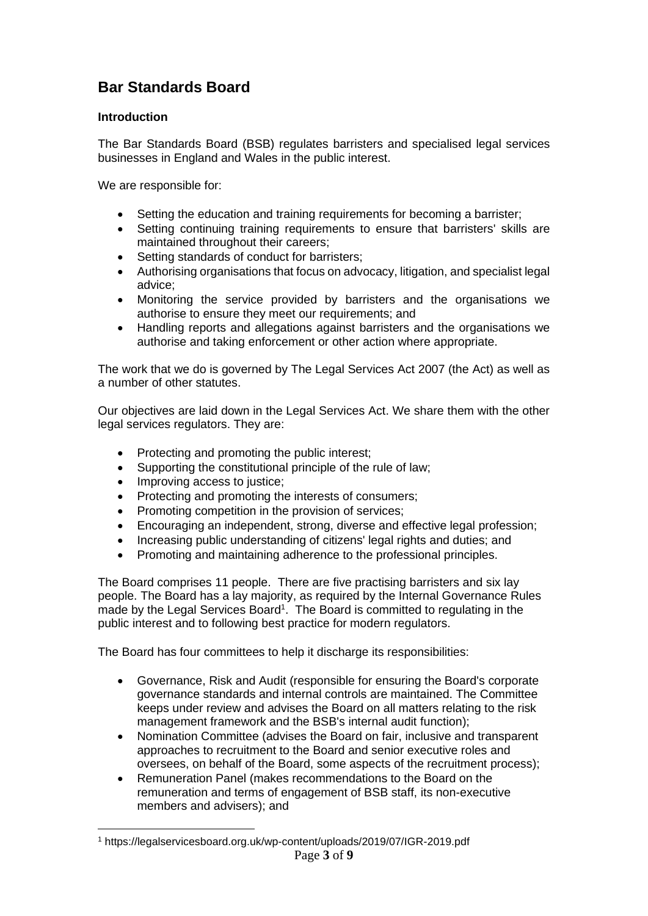## Bar Standards Board

### Introduction

The Bar Standards Board (BSB) regulates barristers and specialised legal services businesses in England and Wales in the public interest.

We are responsible for:

- Setting the education and training requirements for becoming a barrister;
- Setting continuing training requirements to ensure that barristers' skills are maintained throughout their careers;
- Setting standards of conduct for barristers;
- Authorising organisations that focus on advocacy, litigation, and specialist legal advice;
- Monitoring the service provided by barristers and the organisations we authorise to ensure they meet our requirements; and
- Handling reports and allegations against barristers and the organisations we authorise and taking enforcement or other action where appropriate.

The work that we do is governed by The Legal Services Act 2007 (the Act) as well as a number of other statutes.

Our objectives are laid down in the Legal Services Act. We share them with the other legal services regulators. They are:

- Protecting and promoting the public interest;
- Supporting the constitutional principle of the rule of law;
- Improving access to justice;
- Protecting and promoting the interests of consumers;
- Promoting competition in the provision of services;
- Encouraging an independent, strong, diverse and effective legal profession;
- Increasing public understanding of citizens' legal rights and duties; and
- Promoting and maintaining adherence to the professional principles.

The Board comprises 11 people. There are five practising barristers and six lay people. The Board has a lay majority, as required by the Internal Governance Rules made by the Legal Services Board[1]. The Board is committed to regulating in the public interest and to following best practice for modern regulators.

The Board has four committees to help it discharge its responsibilities:

- Governance, Risk and Audit (responsible for ensuring the Board's corporate governance standards and internal controls are maintained. The Committee keeps under review and advises the Board on all matters relating to the risk management framework and the BSB's internal audit function);
- Nomination Committee (advises the Board on fair, inclusive and transparent approaches to recruitment to the Board and senior executive roles and oversees, on behalf of the Board, some aspects of the recruitment process);
- Remuneration Panel (makes recommendations to the Board on the remuneration and terms of engagement of BSB staff, its non-executive members and advisers); and

[1] https://legalservicesboard.org.uk/wp-content/uploads/2019/07/IGR-2019.pdf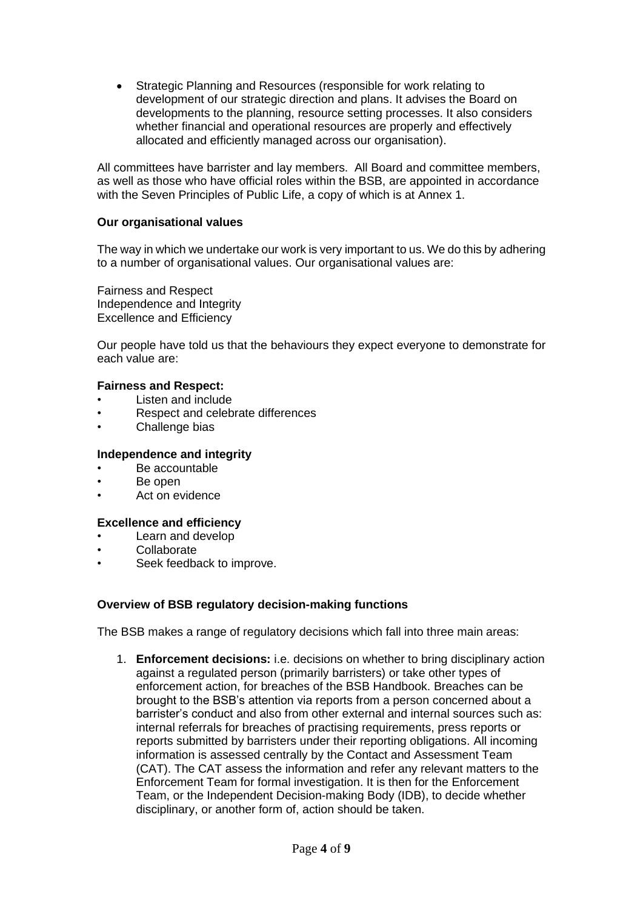- Strategic Planning and Resources (responsible for work relating to development of our strategic direction and plans. It advises the Board on developments to the planning, resource setting processes. It also considers whether financial and operational resources are properly and effectively allocated and efficiently managed across our organisation).

All committees have barrister and lay members. All Board and committee members, as well as those who have official roles within the BSB, are appointed in accordance with the Seven Principles of Public Life, a copy of which is at Annex 1.

**Our organisational values**

The way in which we undertake our work is very important to us. We do this by adhering to a number of organisational values. Our organisational values are:

Fairness and Respect
Independence and Integrity
Excellence and Efficiency

Our people have told us that the behaviours they expect everyone to demonstrate for each value are:

**Fairness and Respect:**

- Listen and include
- Respect and celebrate differences
- Challenge bias

**Independence and integrity**

- Be accountable
- Be open
- Act on evidence

**Excellence and efficiency**

- Learn and develop
- Collaborate
- Seek feedback to improve.

**Overview of BSB regulatory decision-making functions**

The BSB makes a range of regulatory decisions which fall into three main areas:

1. **Enforcement decisions:** i.e. decisions on whether to bring disciplinary action against a regulated person (primarily barristers) or take other types of enforcement action, for breaches of the BSB Handbook. Breaches can be brought to the BSB's attention via reports from a person concerned about a barrister's conduct and also from other external and internal sources such as: internal referrals for breaches of practising requirements, press reports or reports submitted by barristers under their reporting obligations. All incoming information is assessed centrally by the Contact and Assessment Team (CAT). The CAT assess the information and refer any relevant matters to the Enforcement Team for formal investigation. It is then for the Enforcement Team, or the Independent Decision-making Body (IDB), to decide whether disciplinary, or another form of, action should be taken.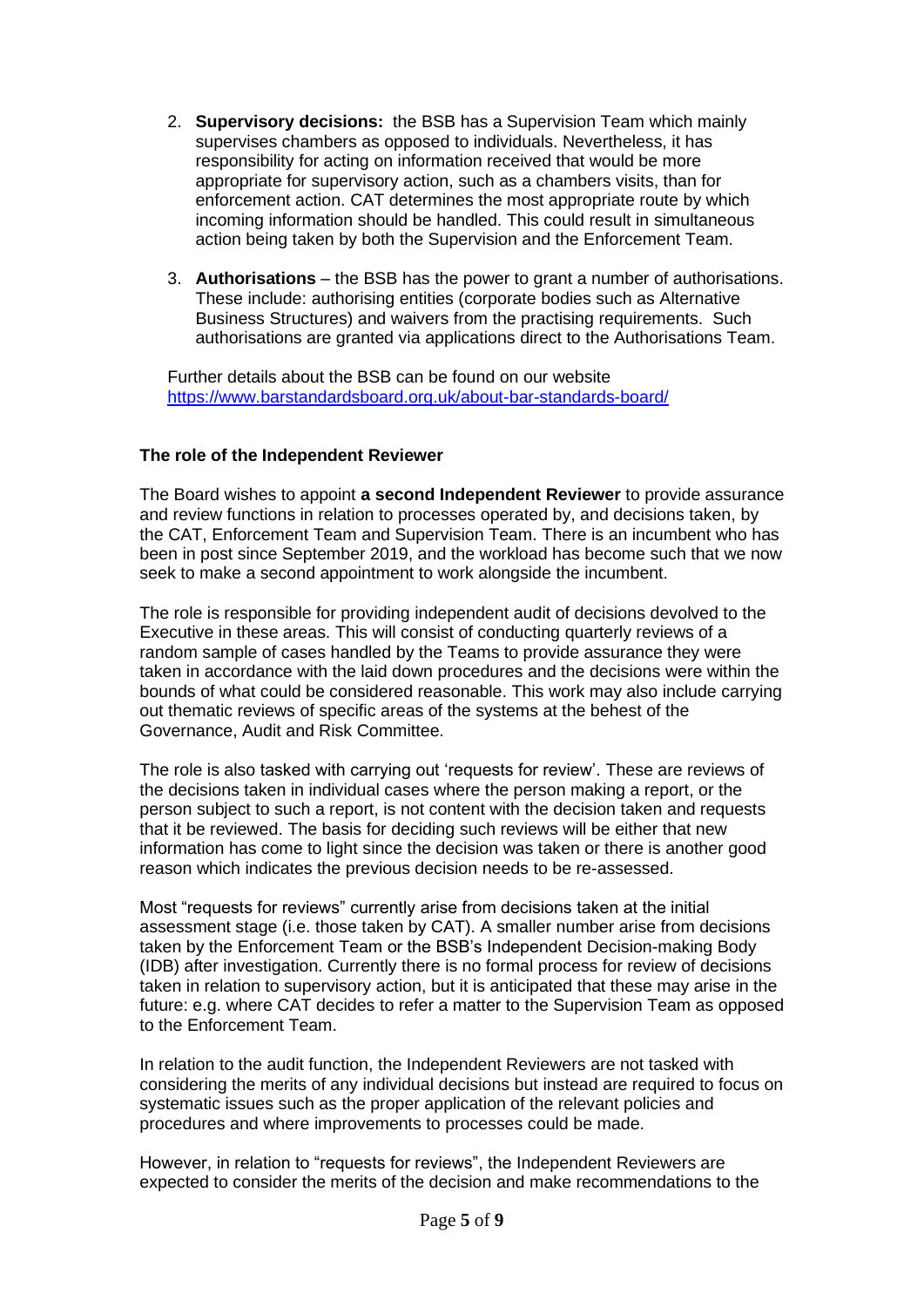2. **Supervisory decisions:** the BSB has a Supervision Team which mainly supervises chambers as opposed to individuals. Nevertheless, it has responsibility for acting on information received that would be more appropriate for supervisory action, such as a chambers visits, than for enforcement action. CAT determines the most appropriate route by which incoming information should be handled. This could result in simultaneous action being taken by both the Supervision and the Enforcement Team.

3. **Authorisations** – the BSB has the power to grant a number of authorisations. These include: authorising entities (corporate bodies such as Alternative Business Structures) and waivers from the practising requirements. Such authorisations are granted via applications direct to the Authorisations Team.

Further details about the BSB can be found on our website https://www.barstandardsboard.org.uk/about-bar-standards-board/

**The role of the Independent Reviewer**

The Board wishes to appoint **a second Independent Reviewer** to provide assurance and review functions in relation to processes operated by, and decisions taken, by the CAT, Enforcement Team and Supervision Team. There is an incumbent who has been in post since September 2019, and the workload has become such that we now seek to make a second appointment to work alongside the incumbent.

The role is responsible for providing independent audit of decisions devolved to the Executive in these areas. This will consist of conducting quarterly reviews of a random sample of cases handled by the Teams to provide assurance they were taken in accordance with the laid down procedures and the decisions were within the bounds of what could be considered reasonable. This work may also include carrying out thematic reviews of specific areas of the systems at the behest of the Governance, Audit and Risk Committee.

The role is also tasked with carrying out 'requests for review'. These are reviews of the decisions taken in individual cases where the person making a report, or the person subject to such a report, is not content with the decision taken and requests that it be reviewed. The basis for deciding such reviews will be either that new information has come to light since the decision was taken or there is another good reason which indicates the previous decision needs to be re-assessed.

Most "requests for reviews" currently arise from decisions taken at the initial assessment stage (i.e. those taken by CAT). A smaller number arise from decisions taken by the Enforcement Team or the BSB's Independent Decision-making Body (IDB) after investigation. Currently there is no formal process for review of decisions taken in relation to supervisory action, but it is anticipated that these may arise in the future: e.g. where CAT decides to refer a matter to the Supervision Team as opposed to the Enforcement Team.

In relation to the audit function, the Independent Reviewers are not tasked with considering the merits of any individual decisions but instead are required to focus on systematic issues such as the proper application of the relevant policies and procedures and where improvements to processes could be made.

However, in relation to "requests for reviews", the Independent Reviewers are expected to consider the merits of the decision and make recommendations to the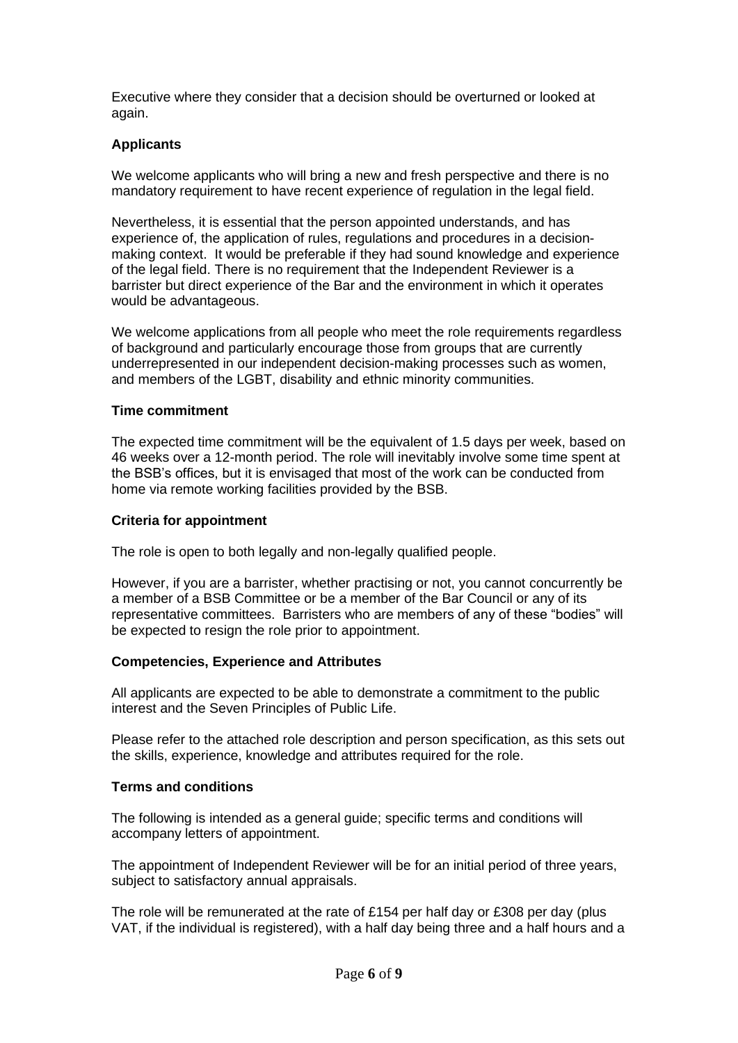Executive where they consider that a decision should be overturned or looked at again.

**Applicants**

We welcome applicants who will bring a new and fresh perspective and there is no mandatory requirement to have recent experience of regulation in the legal field.

Nevertheless, it is essential that the person appointed understands, and has experience of, the application of rules, regulations and procedures in a decision-making context. It would be preferable if they had sound knowledge and experience of the legal field. There is no requirement that the Independent Reviewer is a barrister but direct experience of the Bar and the environment in which it operates would be advantageous.

We welcome applications from all people who meet the role requirements regardless of background and particularly encourage those from groups that are currently underrepresented in our independent decision-making processes such as women, and members of the LGBT, disability and ethnic minority communities.

**Time commitment**

The expected time commitment will be the equivalent of 1.5 days per week, based on 46 weeks over a 12-month period. The role will inevitably involve some time spent at the BSB's offices, but it is envisaged that most of the work can be conducted from home via remote working facilities provided by the BSB.

**Criteria for appointment**

The role is open to both legally and non-legally qualified people.

However, if you are a barrister, whether practising or not, you cannot concurrently be a member of a BSB Committee or be a member of the Bar Council or any of its representative committees. Barristers who are members of any of these "bodies" will be expected to resign the role prior to appointment.

**Competencies, Experience and Attributes**

All applicants are expected to be able to demonstrate a commitment to the public interest and the Seven Principles of Public Life.

Please refer to the attached role description and person specification, as this sets out the skills, experience, knowledge and attributes required for the role.

**Terms and conditions**

The following is intended as a general guide; specific terms and conditions will accompany letters of appointment.

The appointment of Independent Reviewer will be for an initial period of three years, subject to satisfactory annual appraisals.

The role will be remunerated at the rate of £154 per half day or £308 per day (plus VAT, if the individual is registered), with a half day being three and a half hours and a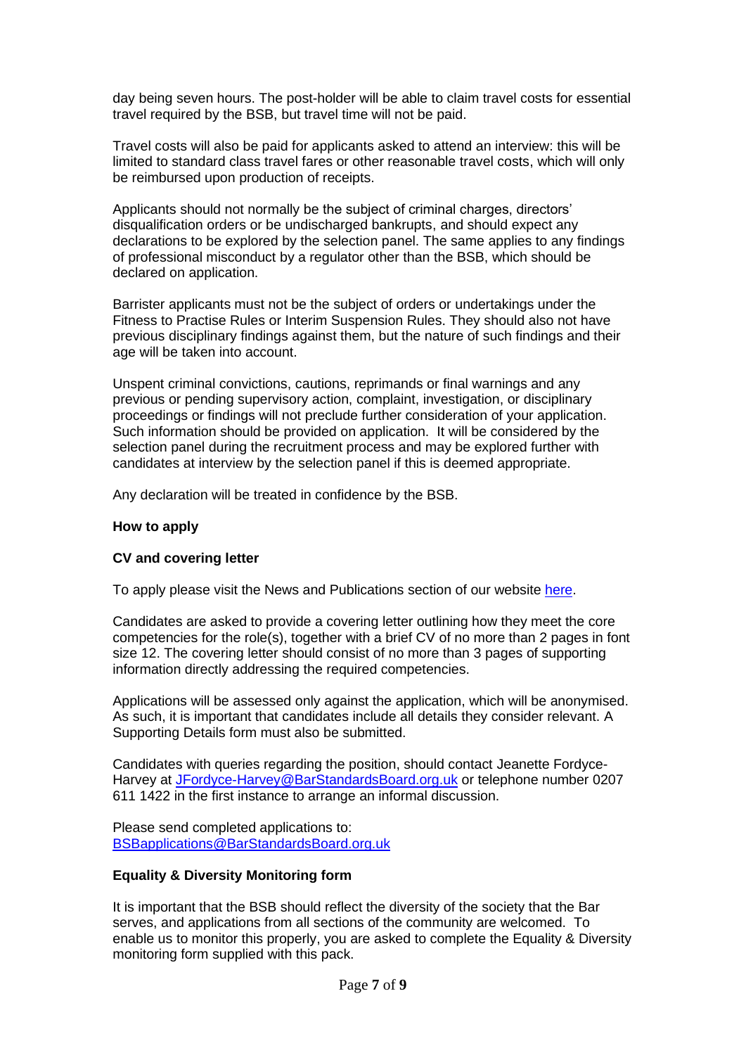day being seven hours. The post-holder will be able to claim travel costs for essential travel required by the BSB, but travel time will not be paid.

Travel costs will also be paid for applicants asked to attend an interview: this will be limited to standard class travel fares or other reasonable travel costs, which will only be reimbursed upon production of receipts.

Applicants should not normally be the subject of criminal charges, directors' disqualification orders or be undischarged bankrupts, and should expect any declarations to be explored by the selection panel. The same applies to any findings of professional misconduct by a regulator other than the BSB, which should be declared on application.

Barrister applicants must not be the subject of orders or undertakings under the Fitness to Practise Rules or Interim Suspension Rules. They should also not have previous disciplinary findings against them, but the nature of such findings and their age will be taken into account.

Unspent criminal convictions, cautions, reprimands or final warnings and any previous or pending supervisory action, complaint, investigation, or disciplinary proceedings or findings will not preclude further consideration of your application. Such information should be provided on application. It will be considered by the selection panel during the recruitment process and may be explored further with candidates at interview by the selection panel if this is deemed appropriate.

Any declaration will be treated in confidence by the BSB.

**How to apply**

**CV and covering letter**

To apply please visit the News and Publications section of our website [here]().

Candidates are asked to provide a covering letter outlining how they meet the core competencies for the role(s), together with a brief CV of no more than 2 pages in font size 12. The covering letter should consist of no more than 3 pages of supporting information directly addressing the required competencies.

Applications will be assessed only against the application, which will be anonymised. As such, it is important that candidates include all details they consider relevant. A Supporting Details form must also be submitted.

Candidates with queries regarding the position, should contact Jeanette Fordyce-Harvey at JFordyce-Harvey@BarStandardsBoard.org.uk or telephone number 0207 611 1422 in the first instance to arrange an informal discussion.

Please send completed applications to:
BSBapplications@BarStandardsBoard.org.uk

**Equality & Diversity Monitoring form**

It is important that the BSB should reflect the diversity of the society that the Bar serves, and applications from all sections of the community are welcomed. To enable us to monitor this properly, you are asked to complete the Equality & Diversity monitoring form supplied with this pack.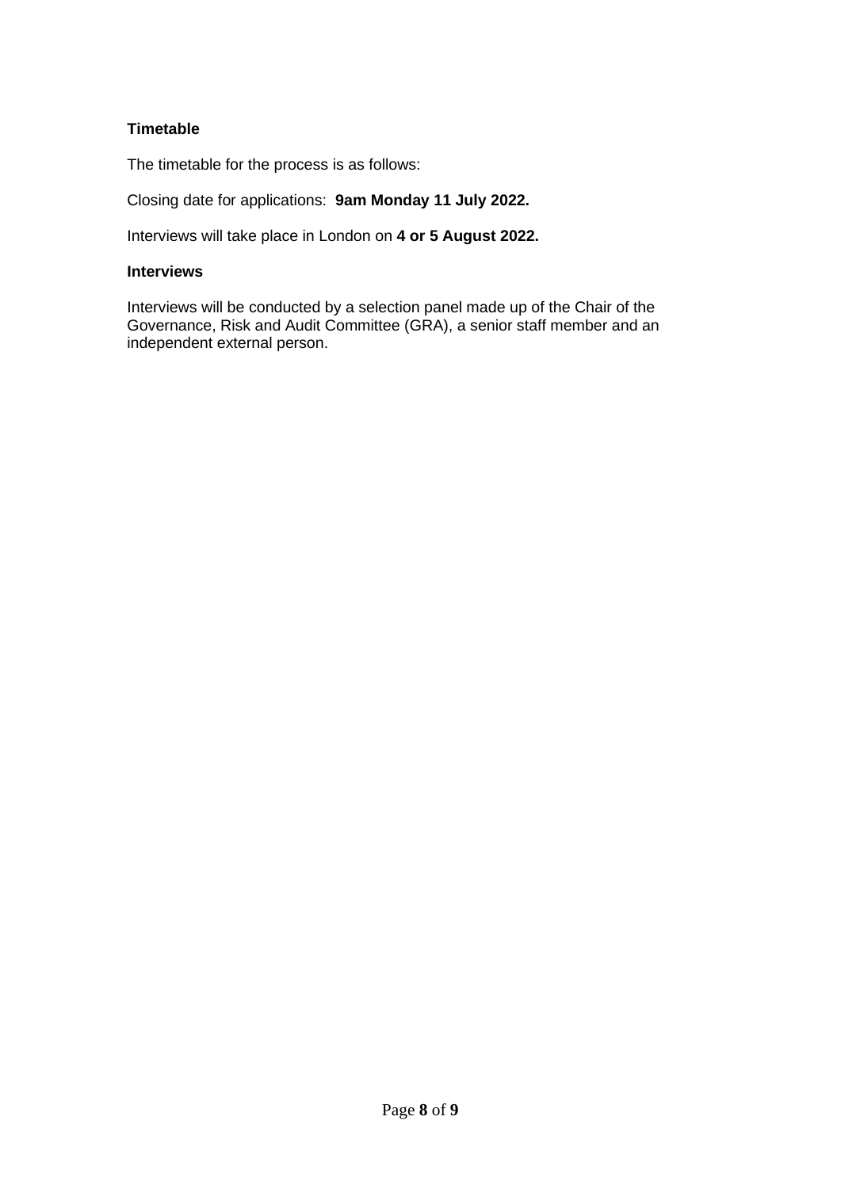**Timetable**

The timetable for the process is as follows:

Closing date for applications: **9am Monday 11 July 2022.**

Interviews will take place in London on **4 or 5 August 2022.**

**Interviews**

Interviews will be conducted by a selection panel made up of the Chair of the Governance, Risk and Audit Committee (GRA), a senior staff member and an independent external person.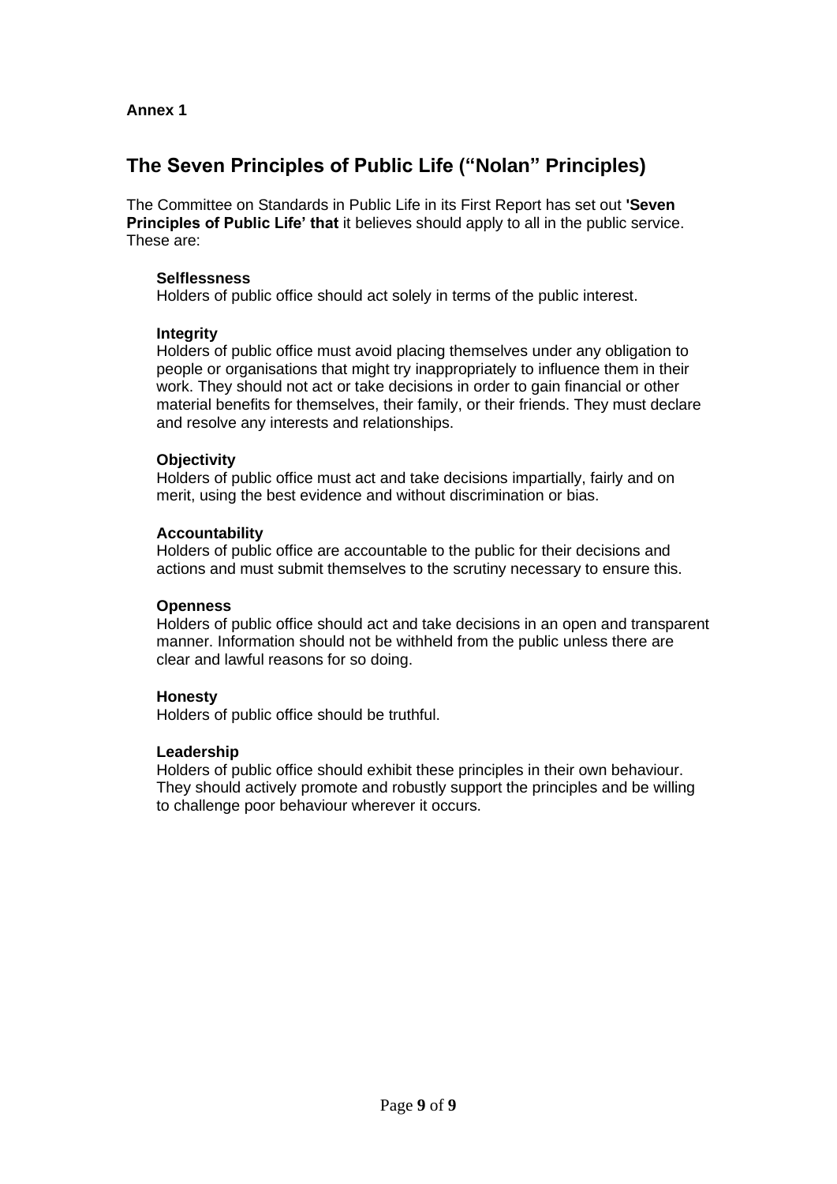**Annex 1**

# The Seven Principles of Public Life ("Nolan" Principles)

The Committee on Standards in Public Life in its First Report has set out **'Seven Principles of Public Life' that** it believes should apply to all in the public service. These are:

**Selflessness**
Holders of public office should act solely in terms of the public interest.

**Integrity**
Holders of public office must avoid placing themselves under any obligation to people or organisations that might try inappropriately to influence them in their work. They should not act or take decisions in order to gain financial or other material benefits for themselves, their family, or their friends. They must declare and resolve any interests and relationships.

**Objectivity**
Holders of public office must act and take decisions impartially, fairly and on merit, using the best evidence and without discrimination or bias.

**Accountability**
Holders of public office are accountable to the public for their decisions and actions and must submit themselves to the scrutiny necessary to ensure this.

**Openness**
Holders of public office should act and take decisions in an open and transparent manner. Information should not be withheld from the public unless there are clear and lawful reasons for so doing.

**Honesty**
Holders of public office should be truthful.

**Leadership**
Holders of public office should exhibit these principles in their own behaviour. They should actively promote and robustly support the principles and be willing to challenge poor behaviour wherever it occurs.